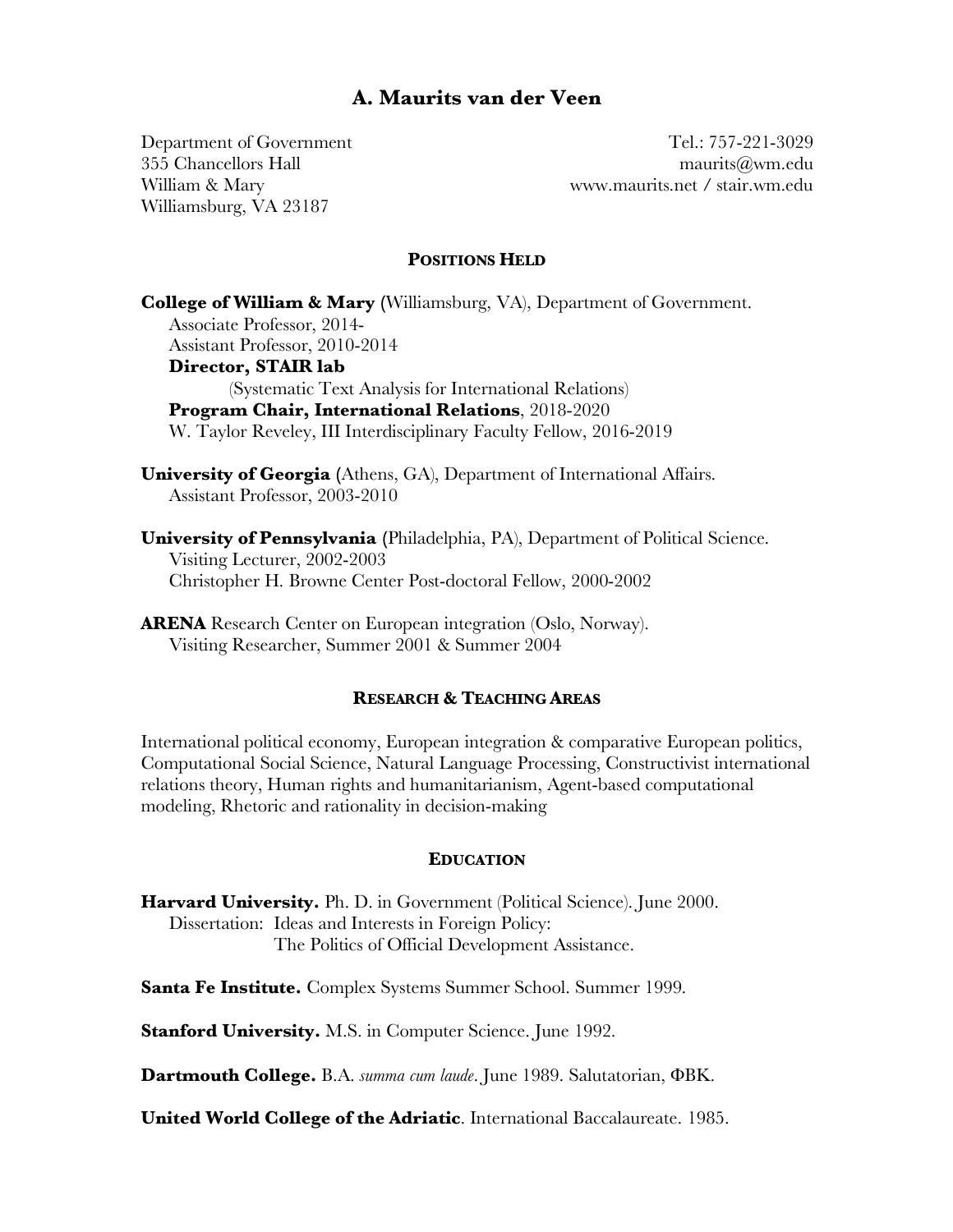# A. Maurits van der Veen

Department of Government
355 Chancellors Hall
William & Mary
Williamsburg, VA 23187

Tel.: 757-221-3029
maurits@wm.edu
www.maurits.net / stair.wm.edu

## Positions Held

**College of William & Mary** (Williamsburg, VA), Department of Government.
- Associate Professor, 2014-
- Assistant Professor, 2010-2014
- **Director, STAIR lab**
  (Systematic Text Analysis for International Relations)
- **Program Chair, International Relations**, 2018-2020
- W. Taylor Reveley, III Interdisciplinary Faculty Fellow, 2016-2019

**University of Georgia** (Athens, GA), Department of International Affairs.
- Assistant Professor, 2003-2010

**University of Pennsylvania** (Philadelphia, PA), Department of Political Science.
- Visiting Lecturer, 2002-2003
- Christopher H. Browne Center Post-doctoral Fellow, 2000-2002

**ARENA** Research Center on European integration (Oslo, Norway).
- Visiting Researcher, Summer 2001 & Summer 2004

## Research & Teaching Areas

International political economy, European integration & comparative European politics, Computational Social Science, Natural Language Processing, Constructivist international relations theory, Human rights and humanitarianism, Agent-based computational modeling, Rhetoric and rationality in decision-making

## Education

**Harvard University.** Ph. D. in Government (Political Science). June 2000.
Dissertation: Ideas and Interests in Foreign Policy:
The Politics of Official Development Assistance.

**Santa Fe Institute.** Complex Systems Summer School. Summer 1999.

**Stanford University.** M.S. in Computer Science. June 1992.

**Dartmouth College.** B.A. *summa cum laude*. June 1989. Salutatorian, ΦBK.

**United World College of the Adriatic**. International Baccalaureate. 1985.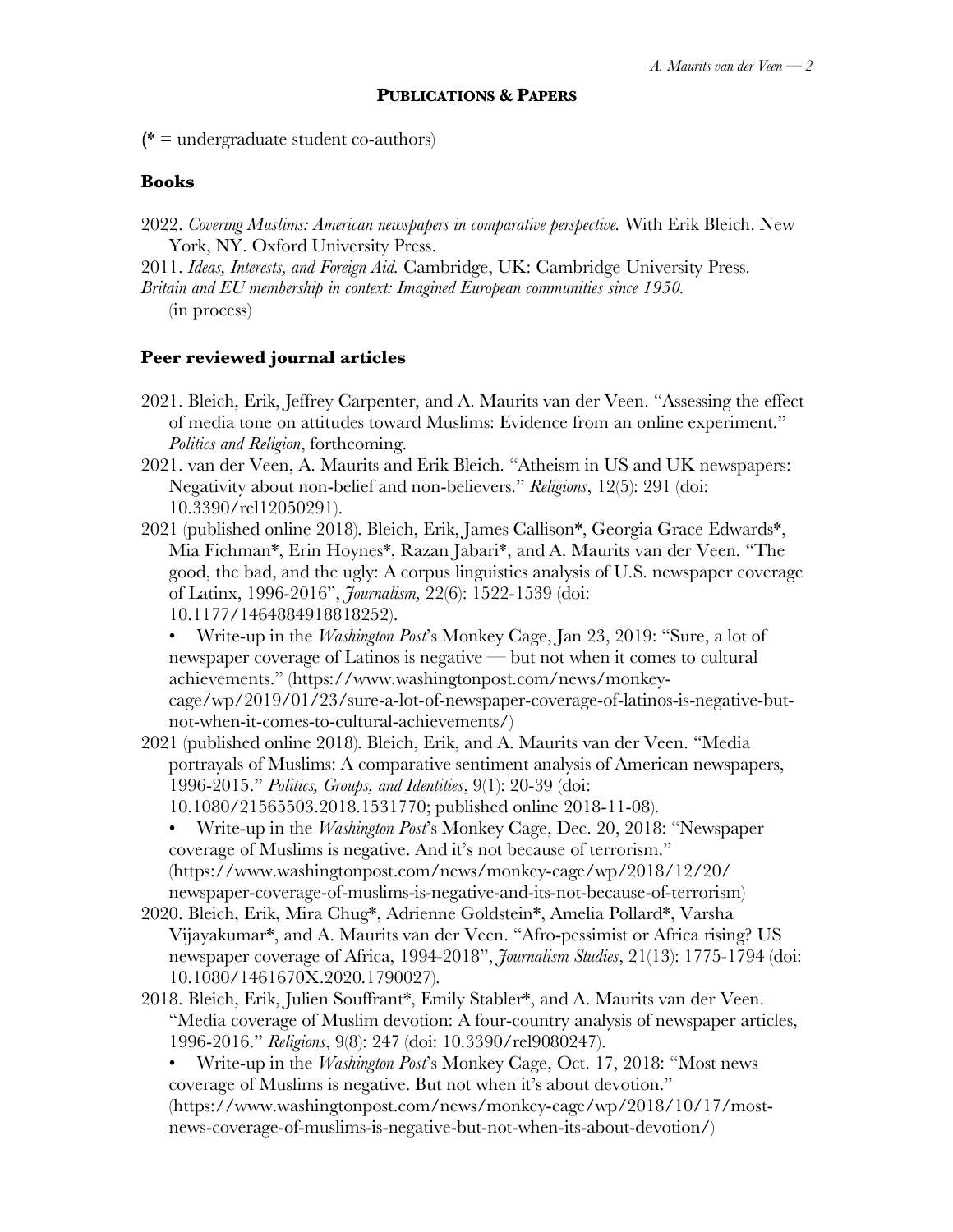## **Publications & Papers**

(* = undergraduate student co-authors)

### **Books**

2022. *Covering Muslims: American newspapers in comparative perspective.* With Erik Bleich. New York, NY. Oxford University Press.

2011. *Ideas, Interests, and Foreign Aid.* Cambridge, UK: Cambridge University Press.

*Britain and EU membership in context: Imagined European communities since 1950.* (in process)

### **Peer reviewed journal articles**

2021. Bleich, Erik, Jeffrey Carpenter, and A. Maurits van der Veen. "Assessing the effect of media tone on attitudes toward Muslims: Evidence from an online experiment." *Politics and Religion*, forthcoming.

2021. van der Veen, A. Maurits and Erik Bleich. "Atheism in US and UK newspapers: Negativity about non-belief and non-believers." *Religions*, 12(5): 291 (doi: 10.3390/rel12050291).

2021 (published online 2018). Bleich, Erik, James Callison*, Georgia Grace Edwards*, Mia Fichman*, Erin Hoynes*, Razan Jabari*, and A. Maurits van der Veen. "The good, the bad, and the ugly: A corpus linguistics analysis of U.S. newspaper coverage of Latinx, 1996-2016", *Journalism,* 22(6): 1522-1539 (doi: 10.1177/1464884918818252).

- Write-up in the *Washington Post*'s Monkey Cage, Jan 23, 2019: "Sure, a lot of newspaper coverage of Latinos is negative — but not when it comes to cultural achievements." (https://www.washingtonpost.com/news/monkey-cage/wp/2019/01/23/sure-a-lot-of-newspaper-coverage-of-latinos-is-negative-but-not-when-it-comes-to-cultural-achievements/)

2021 (published online 2018). Bleich, Erik, and A. Maurits van der Veen. "Media portrayals of Muslims: A comparative sentiment analysis of American newspapers, 1996-2015." *Politics, Groups, and Identities*, 9(1): 20-39 (doi: 10.1080/21565503.2018.1531770; published online 2018-11-08).

- Write-up in the *Washington Post*'s Monkey Cage, Dec. 20, 2018: "Newspaper coverage of Muslims is negative. And it's not because of terrorism." (https://www.washingtonpost.com/news/monkey-cage/wp/2018/12/20/newspaper-coverage-of-muslims-is-negative-and-its-not-because-of-terrorism)

2020. Bleich, Erik, Mira Chug*, Adrienne Goldstein*, Amelia Pollard*, Varsha Vijayakumar*, and A. Maurits van der Veen. "Afro-pessimist or Africa rising? US newspaper coverage of Africa, 1994-2018", *Journalism Studies*, 21(13): 1775-1794 (doi: 10.1080/1461670X.2020.1790027).

2018. Bleich, Erik, Julien Souffrant*, Emily Stabler*, and A. Maurits van der Veen. "Media coverage of Muslim devotion: A four-country analysis of newspaper articles, 1996-2016." *Religions*, 9(8): 247 (doi: 10.3390/rel9080247).

- Write-up in the *Washington Post*'s Monkey Cage, Oct. 17, 2018: "Most news coverage of Muslims is negative. But not when it's about devotion." (https://www.washingtonpost.com/news/monkey-cage/wp/2018/10/17/most-news-coverage-of-muslims-is-negative-but-not-when-its-about-devotion/)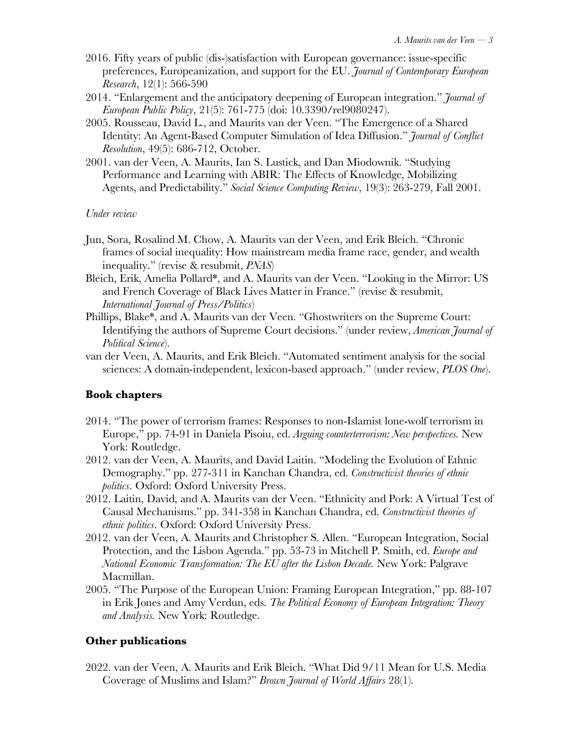2016. Fifty years of public (dis-)satisfaction with European governance: issue-specific preferences, Europeanization, and support for the EU. *Journal of Contemporary European Research*, 12(1): 566-590

2014. "Enlargement and the anticipatory deepening of European integration." *Journal of European Public Policy*, 21(5): 761-775 (doi: 10.3390/rel9080247).

2005. Rousseau, David L., and Maurits van der Veen. "The Emergence of a Shared Identity: An Agent-Based Computer Simulation of Idea Diffusion." *Journal of Conflict Resolution*, 49(5): 686-712, October.

2001. van der Veen, A. Maurits, Ian S. Lustick, and Dan Miodownik. "Studying Performance and Learning with ABIR: The Effects of Knowledge, Mobilizing Agents, and Predictability." *Social Science Computing Review*, 19(3): 263-279, Fall 2001.

*Under review*

Jun, Sora, Rosalind M. Chow, A. Maurits van der Veen, and Erik Bleich. "Chronic frames of social inequality: How mainstream media frame race, gender, and wealth inequality." (revise & resubmit, *PNAS*)

Bleich, Erik, Amelia Pollard*, and A. Maurits van der Veen. "Looking in the Mirror: US and French Coverage of Black Lives Matter in France." (revise & resubmit, *International Journal of Press/Politics*)

Phillips, Blake*, and A. Maurits van der Veen. "Ghostwriters on the Supreme Court: Identifying the authors of Supreme Court decisions." (under review, *American Journal of Political Science*).

van der Veen, A. Maurits, and Erik Bleich. "Automated sentiment analysis for the social sciences: A domain-independent, lexicon-based approach." (under review, *PLOS One*).

## Book chapters

2014. "The power of terrorism frames: Responses to non-Islamist lone-wolf terrorism in Europe," pp. 74-91 in Daniela Pisoiu, ed. *Arguing counterterrorism: New perspectives.* New York: Routledge.

2012. van der Veen, A. Maurits, and David Laitin. "Modeling the Evolution of Ethnic Demography." pp. 277-311 in Kanchan Chandra, ed. *Constructivist theories of ethnic politics*. Oxford: Oxford University Press.

2012. Laitin, David, and A. Maurits van der Veen. "Ethnicity and Pork: A Virtual Test of Causal Mechanisms." pp. 341-358 in Kanchan Chandra, ed. *Constructivist theories of ethnic politics*. Oxford: Oxford University Press.

2012. van der Veen, A. Maurits and Christopher S. Allen. "European Integration, Social Protection, and the Lisbon Agenda." pp. 53-73 in Mitchell P. Smith, ed. *Europe and National Economic Transformation: The EU after the Lisbon Decade.* New York: Palgrave Macmillan.

2005. "The Purpose of the European Union: Framing European Integration," pp. 88-107 in Erik Jones and Amy Verdun, eds. *The Political Economy of European Integration: Theory and Analysis.* New York: Routledge.

## Other publications

2022. van der Veen, A. Maurits and Erik Bleich. "What Did 9/11 Mean for U.S. Media Coverage of Muslims and Islam?" *Brown Journal of World Affairs* 28(1).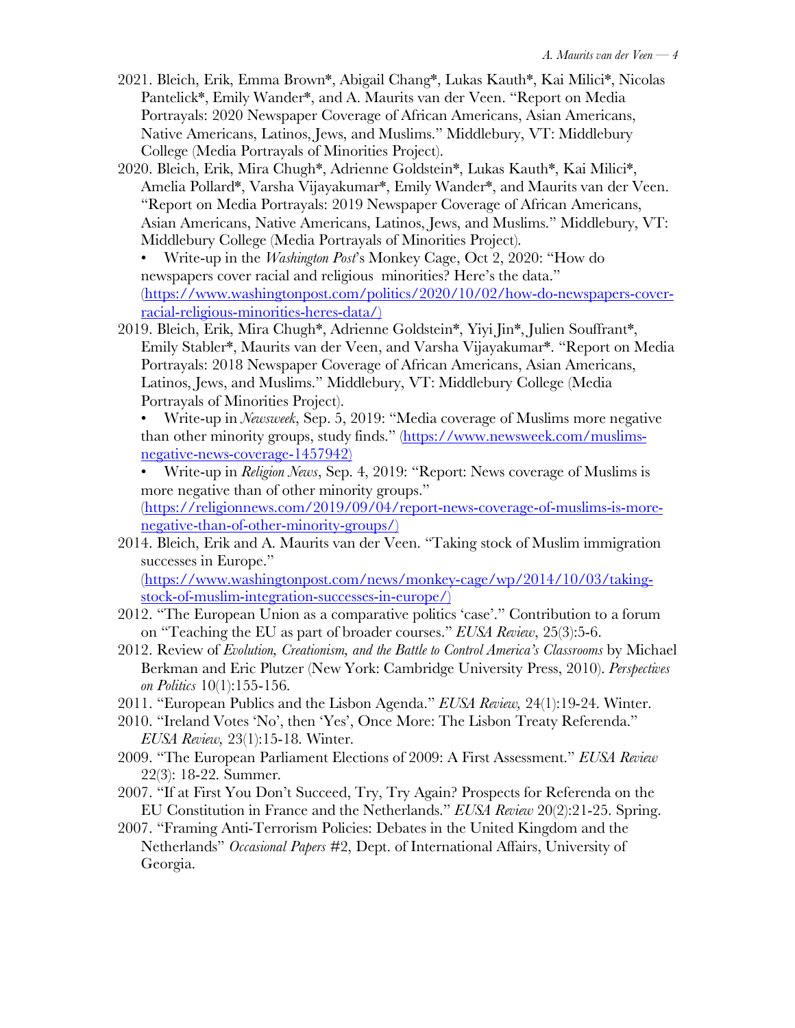2021. Bleich, Erik, Emma Brown*, Abigail Chang*, Lukas Kauth*, Kai Milici*, Nicolas Pantelick*, Emily Wander*, and A. Maurits van der Veen. "Report on Media Portrayals: 2020 Newspaper Coverage of African Americans, Asian Americans, Native Americans, Latinos, Jews, and Muslims." Middlebury, VT: Middlebury College (Media Portrayals of Minorities Project).

2020. Bleich, Erik, Mira Chugh*, Adrienne Goldstein*, Lukas Kauth*, Kai Milici*, Amelia Pollard*, Varsha Vijayakumar*, Emily Wander*, and Maurits van der Veen. "Report on Media Portrayals: 2019 Newspaper Coverage of African Americans, Asian Americans, Native Americans, Latinos, Jews, and Muslims." Middlebury, VT: Middlebury College (Media Portrayals of Minorities Project).
- Write-up in the *Washington Post*'s Monkey Cage, Oct 2, 2020: "How do newspapers cover racial and religious minorities? Here's the data." (https://www.washingtonpost.com/politics/2020/10/02/how-do-newspapers-cover-racial-religious-minorities-heres-data/)

2019. Bleich, Erik, Mira Chugh*, Adrienne Goldstein*, Yiyi Jin*, Julien Souffrant*, Emily Stabler*, Maurits van der Veen, and Varsha Vijayakumar*. "Report on Media Portrayals: 2018 Newspaper Coverage of African Americans, Asian Americans, Latinos, Jews, and Muslims." Middlebury, VT: Middlebury College (Media Portrayals of Minorities Project).
- Write-up in *Newsweek*, Sep. 5, 2019: "Media coverage of Muslims more negative than other minority groups, study finds." (https://www.newsweek.com/muslims-negative-news-coverage-1457942)
- Write-up in *Religion News*, Sep. 4, 2019: "Report: News coverage of Muslims is more negative than of other minority groups." (https://religionnews.com/2019/09/04/report-news-coverage-of-muslims-is-more-negative-than-of-other-minority-groups/)

2014. Bleich, Erik and A. Maurits van der Veen. "Taking stock of Muslim immigration successes in Europe." (https://www.washingtonpost.com/news/monkey-cage/wp/2014/10/03/taking-stock-of-muslim-integration-successes-in-europe/)

2012. "The European Union as a comparative politics 'case'." Contribution to a forum on "Teaching the EU as part of broader courses." *EUSA Review*, 25(3):5-6.

2012. Review of *Evolution, Creationism, and the Battle to Control America's Classrooms* by Michael Berkman and Eric Plutzer (New York: Cambridge University Press, 2010). *Perspectives on Politics* 10(1):155-156.

2011. "European Publics and the Lisbon Agenda." *EUSA Review,* 24(1):19-24. Winter.

2010. "Ireland Votes 'No', then 'Yes', Once More: The Lisbon Treaty Referenda." *EUSA Review,* 23(1):15-18. Winter.

2009. "The European Parliament Elections of 2009: A First Assessment." *EUSA Review* 22(3): 18-22. Summer.

2007. "If at First You Don't Succeed, Try, Try Again? Prospects for Referenda on the EU Constitution in France and the Netherlands." *EUSA Review* 20(2):21-25. Spring.

2007. "Framing Anti-Terrorism Policies: Debates in the United Kingdom and the Netherlands" *Occasional Papers* #2, Dept. of International Affairs, University of Georgia.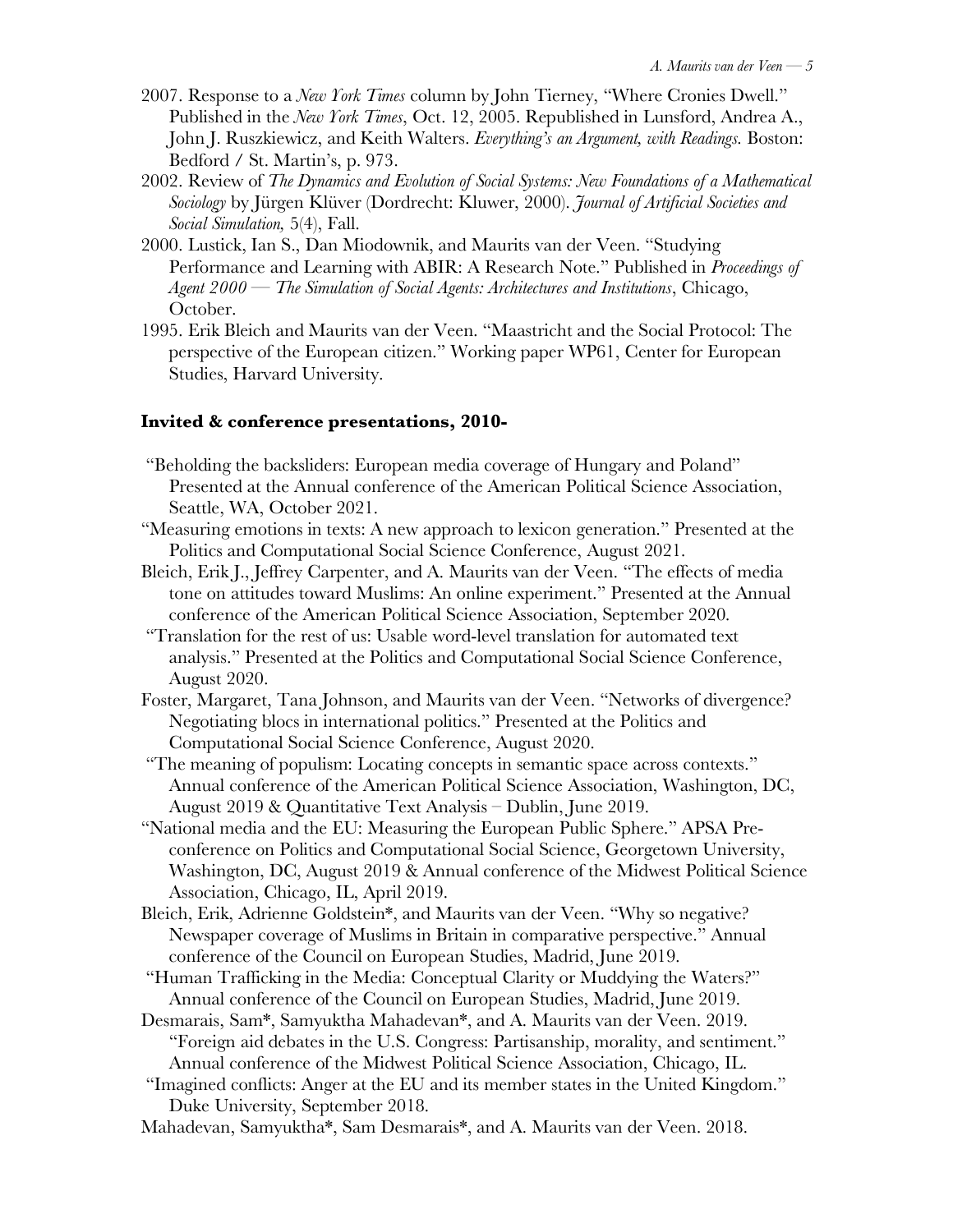2007. Response to a *New York Times* column by John Tierney, "Where Cronies Dwell." Published in the *New York Times*, Oct. 12, 2005. Republished in Lunsford, Andrea A., John J. Ruszkiewicz, and Keith Walters. *Everything's an Argument, with Readings.* Boston: Bedford / St. Martin's, p. 973.

2002. Review of *The Dynamics and Evolution of Social Systems: New Foundations of a Mathematical Sociology* by Jürgen Klüver (Dordrecht: Kluwer, 2000). *Journal of Artificial Societies and Social Simulation,* 5(4), Fall.

2000. Lustick, Ian S., Dan Miodownik, and Maurits van der Veen. "Studying Performance and Learning with ABIR: A Research Note." Published in *Proceedings of Agent 2000 — The Simulation of Social Agents: Architectures and Institutions*, Chicago, October.

1995. Erik Bleich and Maurits van der Veen. "Maastricht and the Social Protocol: The perspective of the European citizen." Working paper WP61, Center for European Studies, Harvard University.

## Invited & conference presentations, 2010-

"Beholding the backsliders: European media coverage of Hungary and Poland" Presented at the Annual conference of the American Political Science Association, Seattle, WA, October 2021.

"Measuring emotions in texts: A new approach to lexicon generation." Presented at the Politics and Computational Social Science Conference, August 2021.

Bleich, Erik J., Jeffrey Carpenter, and A. Maurits van der Veen. "The effects of media tone on attitudes toward Muslims: An online experiment." Presented at the Annual conference of the American Political Science Association, September 2020.

"Translation for the rest of us: Usable word-level translation for automated text analysis." Presented at the Politics and Computational Social Science Conference, August 2020.

Foster, Margaret, Tana Johnson, and Maurits van der Veen. "Networks of divergence? Negotiating blocs in international politics." Presented at the Politics and Computational Social Science Conference, August 2020.

"The meaning of populism: Locating concepts in semantic space across contexts." Annual conference of the American Political Science Association, Washington, DC, August 2019 & Quantitative Text Analysis – Dublin, June 2019.

"National media and the EU: Measuring the European Public Sphere." APSA Pre-conference on Politics and Computational Social Science, Georgetown University, Washington, DC, August 2019 & Annual conference of the Midwest Political Science Association, Chicago, IL, April 2019.

Bleich, Erik, Adrienne Goldstein*, and Maurits van der Veen. "Why so negative? Newspaper coverage of Muslims in Britain in comparative perspective." Annual conference of the Council on European Studies, Madrid, June 2019.

"Human Trafficking in the Media: Conceptual Clarity or Muddying the Waters?" Annual conference of the Council on European Studies, Madrid, June 2019.

Desmarais, Sam*, Samyuktha Mahadevan*, and A. Maurits van der Veen. 2019. "Foreign aid debates in the U.S. Congress: Partisanship, morality, and sentiment." Annual conference of the Midwest Political Science Association, Chicago, IL.

"Imagined conflicts: Anger at the EU and its member states in the United Kingdom." Duke University, September 2018.

Mahadevan, Samyuktha*, Sam Desmarais*, and A. Maurits van der Veen. 2018.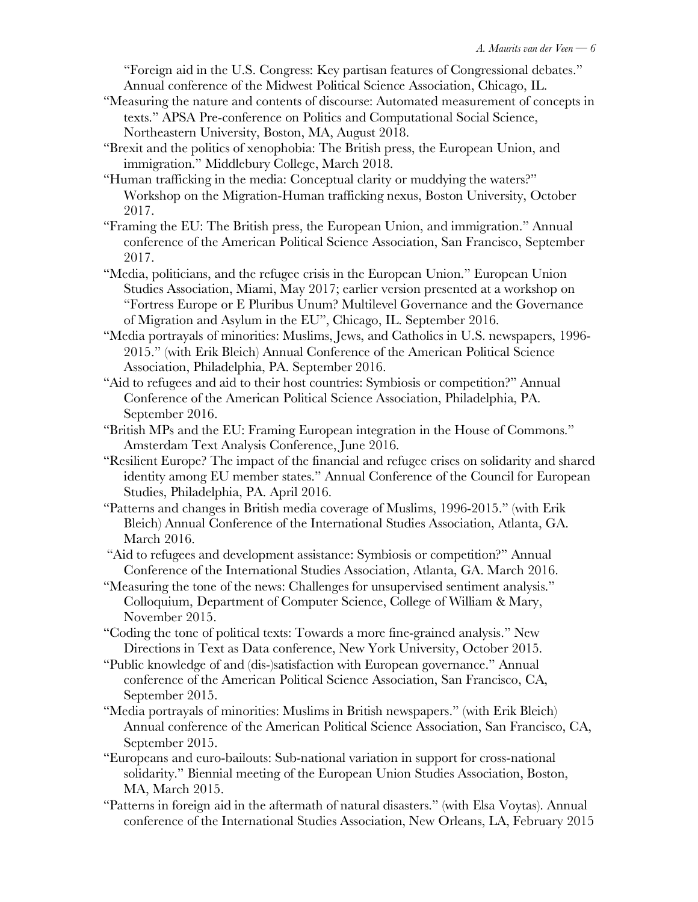"Foreign aid in the U.S. Congress: Key partisan features of Congressional debates." Annual conference of the Midwest Political Science Association, Chicago, IL.

"Measuring the nature and contents of discourse: Automated measurement of concepts in texts." APSA Pre-conference on Politics and Computational Social Science, Northeastern University, Boston, MA, August 2018.

"Brexit and the politics of xenophobia: The British press, the European Union, and immigration." Middlebury College, March 2018.

"Human trafficking in the media: Conceptual clarity or muddying the waters?" Workshop on the Migration-Human trafficking nexus, Boston University, October 2017.

"Framing the EU: The British press, the European Union, and immigration." Annual conference of the American Political Science Association, San Francisco, September 2017.

"Media, politicians, and the refugee crisis in the European Union." European Union Studies Association, Miami, May 2017; earlier version presented at a workshop on "Fortress Europe or E Pluribus Unum? Multilevel Governance and the Governance of Migration and Asylum in the EU", Chicago, IL. September 2016.

"Media portrayals of minorities: Muslims, Jews, and Catholics in U.S. newspapers, 1996-2015." (with Erik Bleich) Annual Conference of the American Political Science Association, Philadelphia, PA. September 2016.

"Aid to refugees and aid to their host countries: Symbiosis or competition?" Annual Conference of the American Political Science Association, Philadelphia, PA. September 2016.

"British MPs and the EU: Framing European integration in the House of Commons." Amsterdam Text Analysis Conference, June 2016.

"Resilient Europe? The impact of the financial and refugee crises on solidarity and shared identity among EU member states." Annual Conference of the Council for European Studies, Philadelphia, PA. April 2016.

"Patterns and changes in British media coverage of Muslims, 1996-2015." (with Erik Bleich) Annual Conference of the International Studies Association, Atlanta, GA. March 2016.

"Aid to refugees and development assistance: Symbiosis or competition?" Annual Conference of the International Studies Association, Atlanta, GA. March 2016.

"Measuring the tone of the news: Challenges for unsupervised sentiment analysis." Colloquium, Department of Computer Science, College of William & Mary, November 2015.

"Coding the tone of political texts: Towards a more fine-grained analysis." New Directions in Text as Data conference, New York University, October 2015.

"Public knowledge of and (dis-)satisfaction with European governance." Annual conference of the American Political Science Association, San Francisco, CA, September 2015.

"Media portrayals of minorities: Muslims in British newspapers." (with Erik Bleich) Annual conference of the American Political Science Association, San Francisco, CA, September 2015.

"Europeans and euro-bailouts: Sub-national variation in support for cross-national solidarity." Biennial meeting of the European Union Studies Association, Boston, MA, March 2015.

"Patterns in foreign aid in the aftermath of natural disasters." (with Elsa Voytas). Annual conference of the International Studies Association, New Orleans, LA, February 2015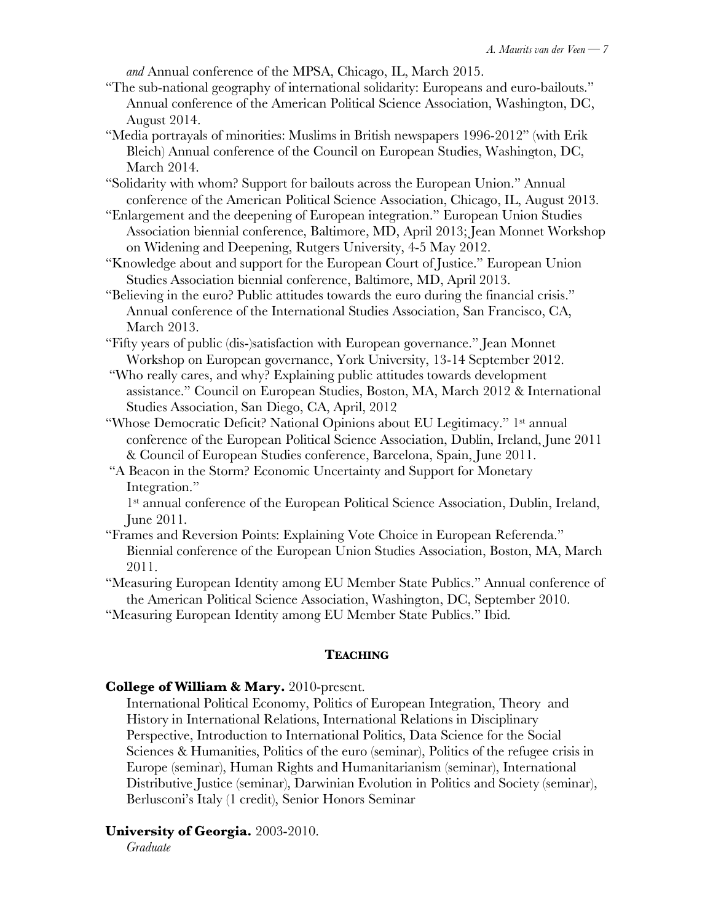*and* Annual conference of the MPSA, Chicago, IL, March 2015.

"The sub-national geography of international solidarity: Europeans and euro-bailouts." Annual conference of the American Political Science Association, Washington, DC, August 2014.

"Media portrayals of minorities: Muslims in British newspapers 1996-2012" (with Erik Bleich) Annual conference of the Council on European Studies, Washington, DC, March 2014.

"Solidarity with whom? Support for bailouts across the European Union." Annual conference of the American Political Science Association, Chicago, IL, August 2013.

"Enlargement and the deepening of European integration." European Union Studies Association biennial conference, Baltimore, MD, April 2013; Jean Monnet Workshop on Widening and Deepening, Rutgers University, 4-5 May 2012.

"Knowledge about and support for the European Court of Justice." European Union Studies Association biennial conference, Baltimore, MD, April 2013.

"Believing in the euro? Public attitudes towards the euro during the financial crisis." Annual conference of the International Studies Association, San Francisco, CA, March 2013.

"Fifty years of public (dis-)satisfaction with European governance." Jean Monnet Workshop on European governance, York University, 13-14 September 2012.

"Who really cares, and why? Explaining public attitudes towards development assistance." Council on European Studies, Boston, MA, March 2012 & International Studies Association, San Diego, CA, April, 2012

"Whose Democratic Deficit? National Opinions about EU Legitimacy." 1st annual conference of the European Political Science Association, Dublin, Ireland, June 2011 & Council of European Studies conference, Barcelona, Spain, June 2011.

"A Beacon in the Storm? Economic Uncertainty and Support for Monetary Integration."
1st annual conference of the European Political Science Association, Dublin, Ireland, June 2011.

"Frames and Reversion Points: Explaining Vote Choice in European Referenda." Biennial conference of the European Union Studies Association, Boston, MA, March 2011.

"Measuring European Identity among EU Member State Publics." Annual conference of the American Political Science Association, Washington, DC, September 2010.

"Measuring European Identity among EU Member State Publics." Ibid.

## TEACHING

**College of William & Mary.** 2010-present.

International Political Economy, Politics of European Integration, Theory and History in International Relations, International Relations in Disciplinary Perspective, Introduction to International Politics, Data Science for the Social Sciences & Humanities, Politics of the euro (seminar), Politics of the refugee crisis in Europe (seminar), Human Rights and Humanitarianism (seminar), International Distributive Justice (seminar), Darwinian Evolution in Politics and Society (seminar), Berlusconi's Italy (1 credit), Senior Honors Seminar

**University of Georgia.** 2003-2010.

*Graduate*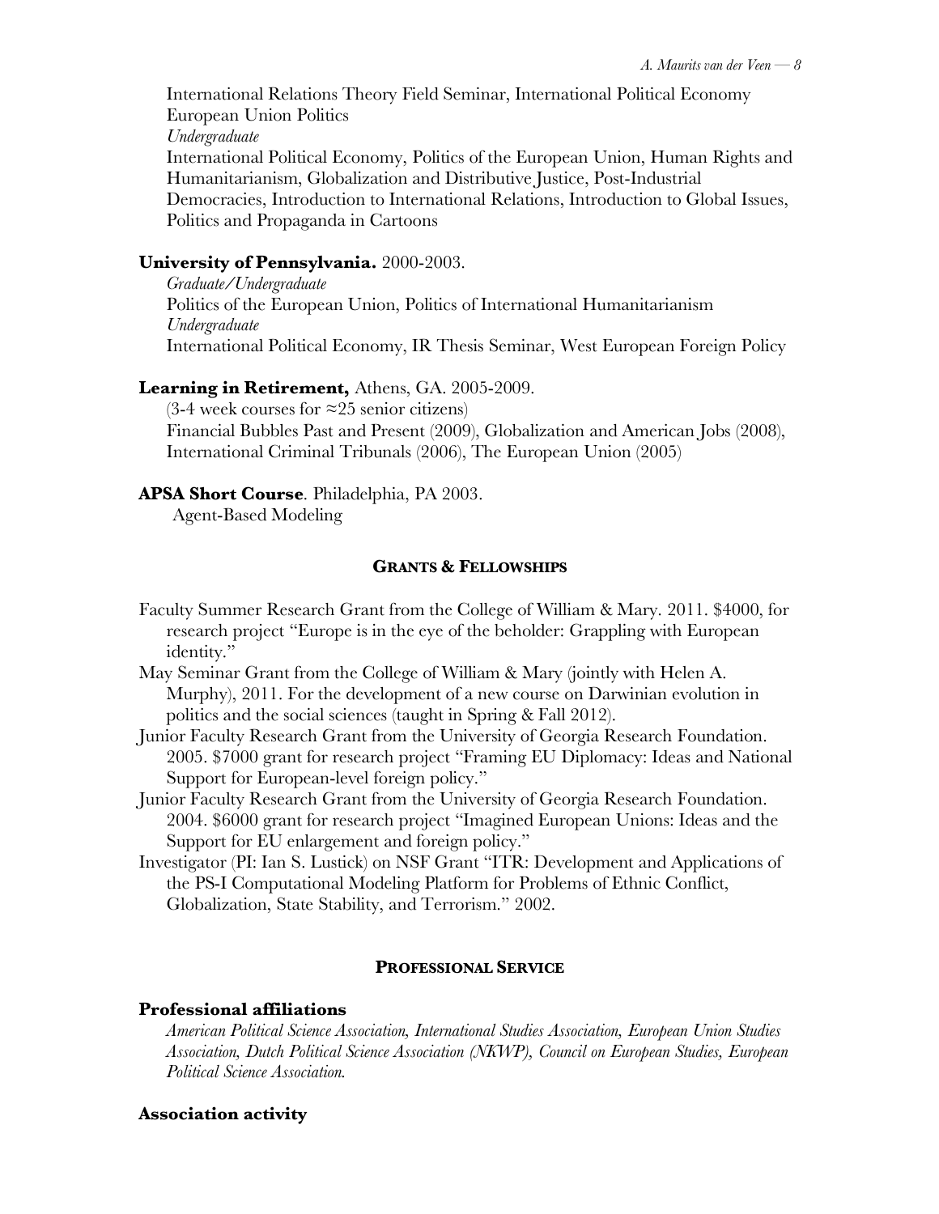International Relations Theory Field Seminar, International Political Economy
European Union Politics
*Undergraduate*
International Political Economy, Politics of the European Union, Human Rights and Humanitarianism, Globalization and Distributive Justice, Post-Industrial Democracies, Introduction to International Relations, Introduction to Global Issues, Politics and Propaganda in Cartoons

**University of Pennsylvania.** 2000-2003.
*Graduate/Undergraduate*
Politics of the European Union, Politics of International Humanitarianism
*Undergraduate*
International Political Economy, IR Thesis Seminar, West European Foreign Policy

**Learning in Retirement,** Athens, GA. 2005-2009.
(3-4 week courses for ≈25 senior citizens)
Financial Bubbles Past and Present (2009), Globalization and American Jobs (2008), International Criminal Tribunals (2006), The European Union (2005)

**APSA Short Course**. Philadelphia, PA 2003.
Agent-Based Modeling

## GRANTS & FELLOWSHIPS

Faculty Summer Research Grant from the College of William & Mary. 2011. $4000, for research project "Europe is in the eye of the beholder: Grappling with European identity."

May Seminar Grant from the College of William & Mary (jointly with Helen A. Murphy), 2011. For the development of a new course on Darwinian evolution in politics and the social sciences (taught in Spring & Fall 2012).

Junior Faculty Research Grant from the University of Georgia Research Foundation. 2005. $7000 grant for research project "Framing EU Diplomacy: Ideas and National Support for European-level foreign policy."

Junior Faculty Research Grant from the University of Georgia Research Foundation. 2004. $6000 grant for research project "Imagined European Unions: Ideas and the Support for EU enlargement and foreign policy."

Investigator (PI: Ian S. Lustick) on NSF Grant "ITR: Development and Applications of the PS-I Computational Modeling Platform for Problems of Ethnic Conflict, Globalization, State Stability, and Terrorism." 2002.

## PROFESSIONAL SERVICE

### Professional affiliations

*American Political Science Association, International Studies Association, European Union Studies Association, Dutch Political Science Association (NKWP), Council on European Studies, European Political Science Association.*

### Association activity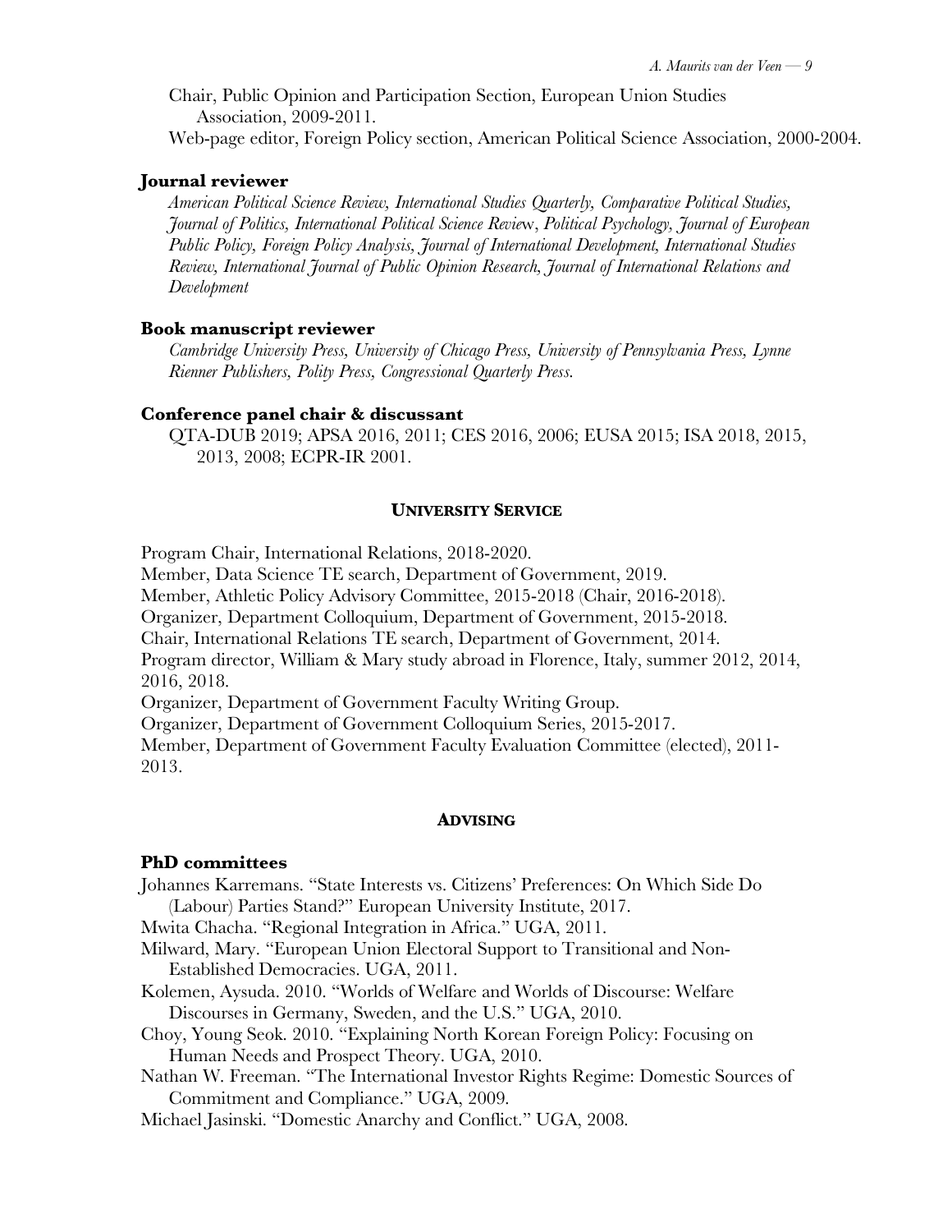Chair, Public Opinion and Participation Section, European Union Studies Association, 2009-2011.

Web-page editor, Foreign Policy section, American Political Science Association, 2000-2004.

### Journal reviewer

*American Political Science Review, International Studies Quarterly, Comparative Political Studies, Journal of Politics, International Political Science Review, Political Psychology, Journal of European Public Policy, Foreign Policy Analysis, Journal of International Development, International Studies Review, International Journal of Public Opinion Research, Journal of International Relations and Development*

### Book manuscript reviewer

*Cambridge University Press, University of Chicago Press, University of Pennsylvania Press, Lynne Rienner Publishers, Polity Press, Congressional Quarterly Press.*

### Conference panel chair & discussant

QTA-DUB 2019; APSA 2016, 2011; CES 2016, 2006; EUSA 2015; ISA 2018, 2015, 2013, 2008; ECPR-IR 2001.

## University Service

Program Chair, International Relations, 2018-2020.

Member, Data Science TE search, Department of Government, 2019.

Member, Athletic Policy Advisory Committee, 2015-2018 (Chair, 2016-2018).

Organizer, Department Colloquium, Department of Government, 2015-2018.

Chair, International Relations TE search, Department of Government, 2014.

Program director, William & Mary study abroad in Florence, Italy, summer 2012, 2014, 2016, 2018.

Organizer, Department of Government Faculty Writing Group.

Organizer, Department of Government Colloquium Series, 2015-2017.

Member, Department of Government Faculty Evaluation Committee (elected), 2011-2013.

## Advising

### PhD committees

Johannes Karremans. "State Interests vs. Citizens' Preferences: On Which Side Do (Labour) Parties Stand?" European University Institute, 2017.

Mwita Chacha. "Regional Integration in Africa." UGA, 2011.

Milward, Mary. "European Union Electoral Support to Transitional and Non-Established Democracies. UGA, 2011.

Kolemen, Aysuda. 2010. "Worlds of Welfare and Worlds of Discourse: Welfare Discourses in Germany, Sweden, and the U.S." UGA, 2010.

Choy, Young Seok. 2010. "Explaining North Korean Foreign Policy: Focusing on Human Needs and Prospect Theory. UGA, 2010.

Nathan W. Freeman. "The International Investor Rights Regime: Domestic Sources of Commitment and Compliance." UGA, 2009.

Michael Jasinski. "Domestic Anarchy and Conflict." UGA, 2008.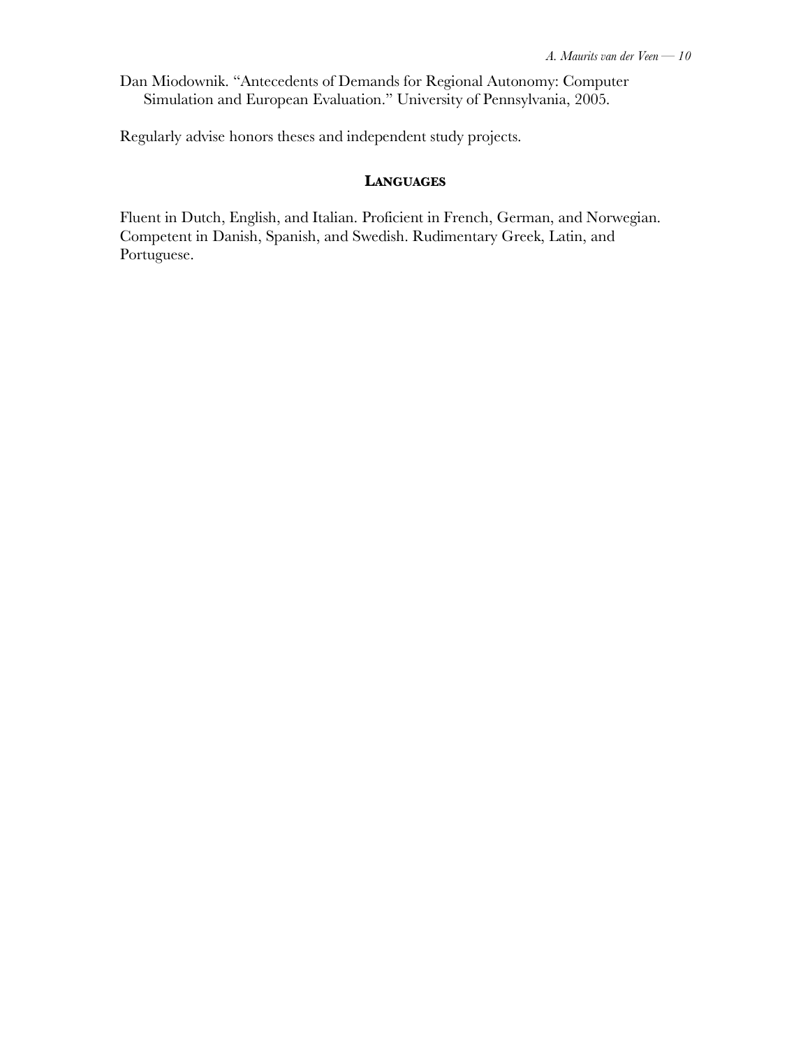Dan Miodownik. "Antecedents of Demands for Regional Autonomy: Computer Simulation and European Evaluation." University of Pennsylvania, 2005.

Regularly advise honors theses and independent study projects.

## LANGUAGES

Fluent in Dutch, English, and Italian. Proficient in French, German, and Norwegian. Competent in Danish, Spanish, and Swedish. Rudimentary Greek, Latin, and Portuguese.